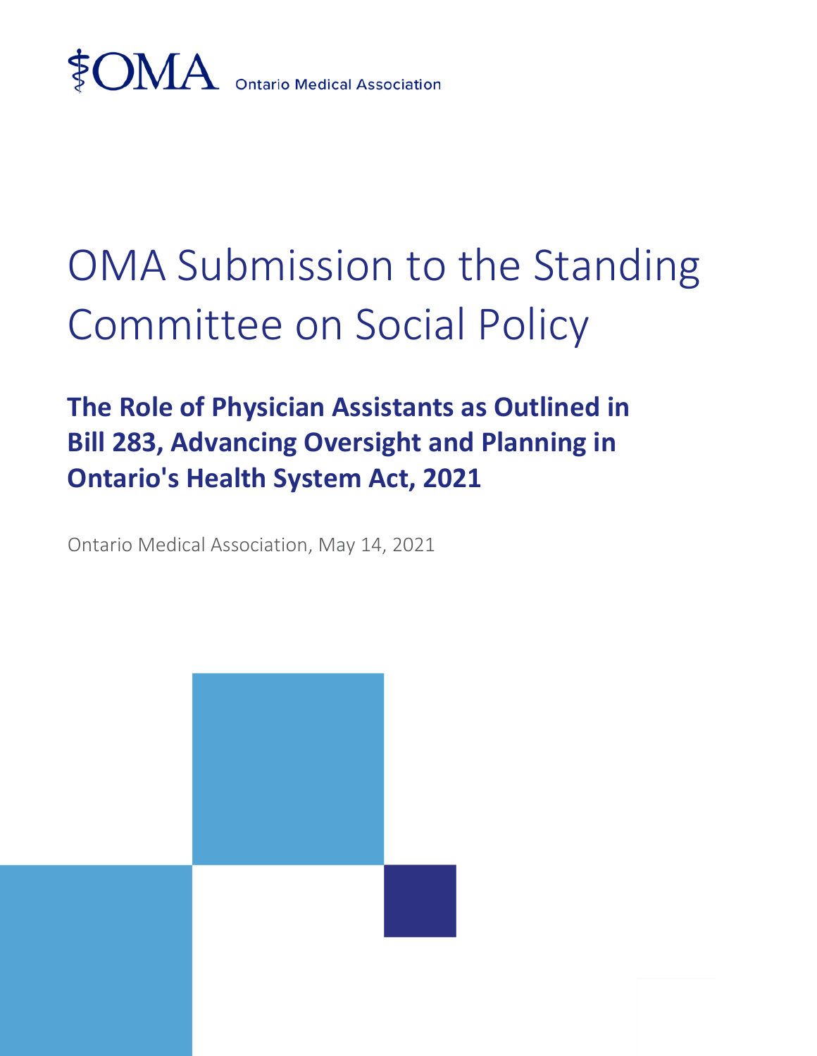OMA Ontario Medical Association

# OMA Submission to the Standing Committee on Social Policy

## The Role of Physician Assistants as Outlined in Bill 283, Advancing Oversight and Planning in Ontario's Health System Act, 2021

Ontario Medical Association, May 14, 2021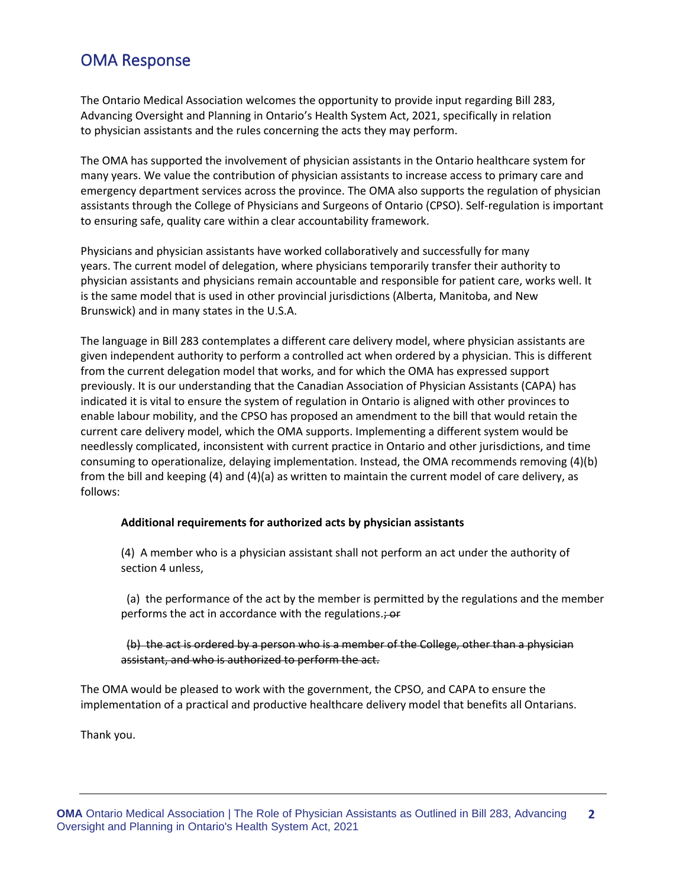## OMA Response

The Ontario Medical Association welcomes the opportunity to provide input regarding Bill 283, Advancing Oversight and Planning in Ontario's Health System Act, 2021, specifically in relation to physician assistants and the rules concerning the acts they may perform.

The OMA has supported the involvement of physician assistants in the Ontario healthcare system for many years. We value the contribution of physician assistants to increase access to primary care and emergency department services across the province. The OMA also supports the regulation of physician assistants through the College of Physicians and Surgeons of Ontario (CPSO). Self-regulation is important to ensuring safe, quality care within a clear accountability framework.

Physicians and physician assistants have worked collaboratively and successfully for many years. The current model of delegation, where physicians temporarily transfer their authority to physician assistants and physicians remain accountable and responsible for patient care, works well. It is the same model that is used in other provincial jurisdictions (Alberta, Manitoba, and New Brunswick) and in many states in the U.S.A.

The language in Bill 283 contemplates a different care delivery model, where physician assistants are given independent authority to perform a controlled act when ordered by a physician. This is different from the current delegation model that works, and for which the OMA has expressed support previously. It is our understanding that the Canadian Association of Physician Assistants (CAPA) has indicated it is vital to ensure the system of regulation in Ontario is aligned with other provinces to enable labour mobility, and the CPSO has proposed an amendment to the bill that would retain the current care delivery model, which the OMA supports. Implementing a different system would be needlessly complicated, inconsistent with current practice in Ontario and other jurisdictions, and time consuming to operationalize, delaying implementation. Instead, the OMA recommends removing (4)(b) from the bill and keeping (4) and (4)(a) as written to maintain the current model of care delivery, as follows:

> **Additional requirements for authorized acts by physician assistants**
>
> (4) A member who is a physician assistant shall not perform an act under the authority of section 4 unless,
>
> (a) the performance of the act by the member is permitted by the regulations and the member performs the act in accordance with the regulations.~~; or~~
>
> ~~(b) the act is ordered by a person who is a member of the College, other than a physician assistant, and who is authorized to perform the act.~~

The OMA would be pleased to work with the government, the CPSO, and CAPA to ensure the implementation of a practical and productive healthcare delivery model that benefits all Ontarians.

Thank you.